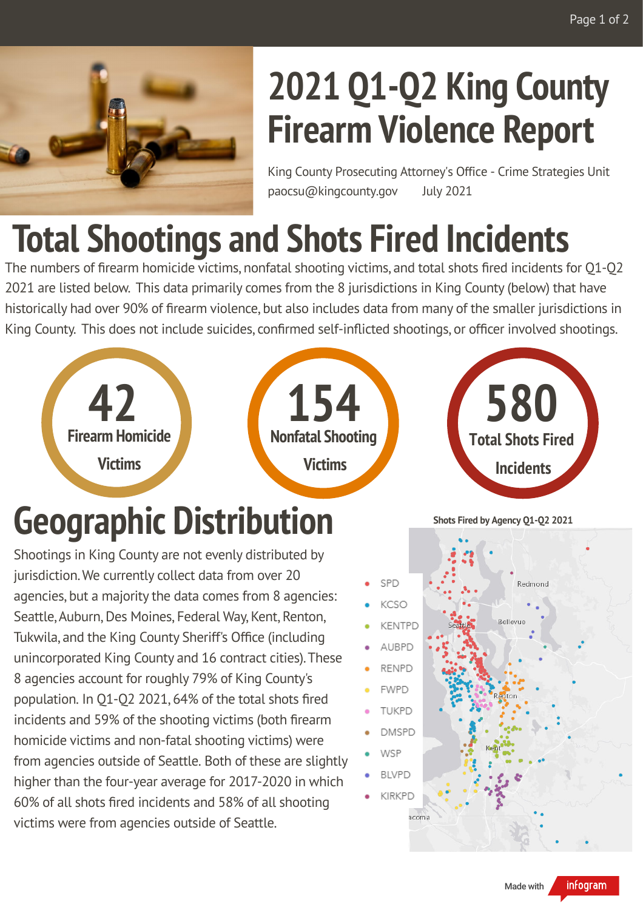# 2021 Q1-Q2 King County Firearm Violence Report

King County Prosecuting Attorney's Office - Crime Strategies Unit
paocsu@kingcounty.gov July 2021

## Total Shootings and Shots Fired Incidents

The numbers of firearm homicide victims, nonfatal shooting victims, and total shots fired incidents for Q1-Q2 2021 are listed below. This data primarily comes from the 8 jurisdictions in King County (below) that have historically had over 90% of firearm violence, but also includes data from many of the smaller jurisdictions in King County. This does not include suicides, confirmed self-inflicted shootings, or officer involved shootings.

**42** Firearm Homicide Victims

**154** Nonfatal Shooting Victims

**580** Total Shots Fired Incidents

## Geographic Distribution

Shootings in King County are not evenly distributed by jurisdiction. We currently collect data from over 20 agencies, but a majority the data comes from 8 agencies: Seattle, Auburn, Des Moines, Federal Way, Kent, Renton, Tukwila, and the King County Sheriff's Office (including unincorporated King County and 16 contract cities). These 8 agencies account for roughly 79% of King County's population. In Q1-Q2 2021, 64% of the total shots fired incidents and 59% of the shooting victims (both firearm homicide victims and non-fatal shooting victims) were from agencies outside of Seattle. Both of these are slightly higher than the four-year average for 2017-2020 in which 60% of all shots fired incidents and 58% of all shooting victims were from agencies outside of Seattle.

**Shots Fired by Agency Q1-Q2 2021**

- SPD
- KCSO
- KENTPD
- AUBPD
- RENPD
- FWPD
- TUKPD
- DMSPD
- WSP
- BLVPD
- KIRKPD

Made with infogram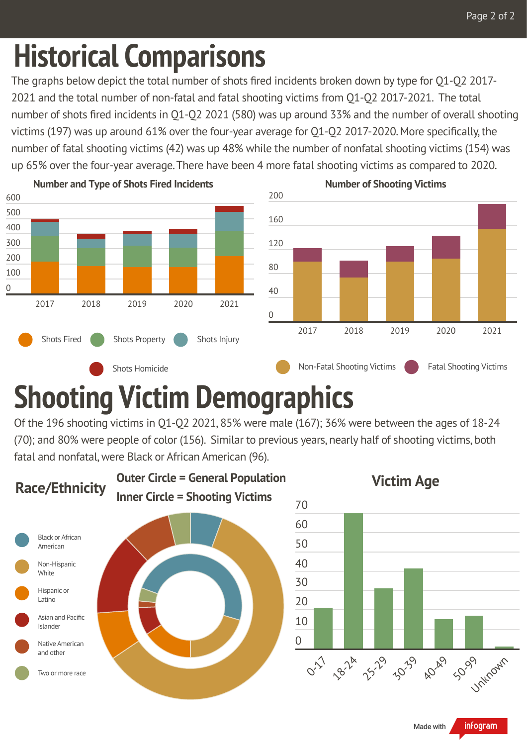# Historical Comparisons

The graphs below depict the total number of shots fired incidents broken down by type for Q1-Q2 2017-2021 and the total number of non-fatal and fatal shooting victims from Q1-Q2 2017-2020. The total number of shots fired incidents in Q1-Q2 2021 (580) was up around 33% and the number of overall shooting victims (197) was up around 61% over the four-year average for Q1-Q2 2017-2020. More specifically, the number of fatal shooting victims (42) was up 48% while the number of nonfatal shooting victims (154) was up 65% over the four-year average. There have been 4 more fatal shooting victims as compared to 2020.

**Number and Type of Shots Fired Incidents**

600
500
400
300
200
100
0

2017 2018 2019 2020 2021

Shots Fired
Shots Property
Shots Injury
Shots Homicide

**Number of Shooting Victims**

200
160
120
80
40
0

2017 2018 2019 2020 2021

Non-Fatal Shooting Victims
Fatal Shooting Victims

# Shooting Victim Demographics

Of the 196 shooting victims in Q1-Q2 2021, 85% were male (167); 36% were between the ages of 18-24 (70); and 80% were people of color (156). Similar to previous years, nearly half of shooting victims, both fatal and nonfatal, were Black or African American (96).

## Race/Ethnicity

**Outer Circle = General Population**
**Inner Circle = Shooting Victims**

Black or African American
Non-Hispanic White
Hispanic or Latino
Asian and Pacific Islander
Native American and other
Two or more race

## Victim Age

70
60
50
40
30
20
10
0

0-17 18-24 25-29 30-39 40-49 50-99 Unknown

Made with infogram